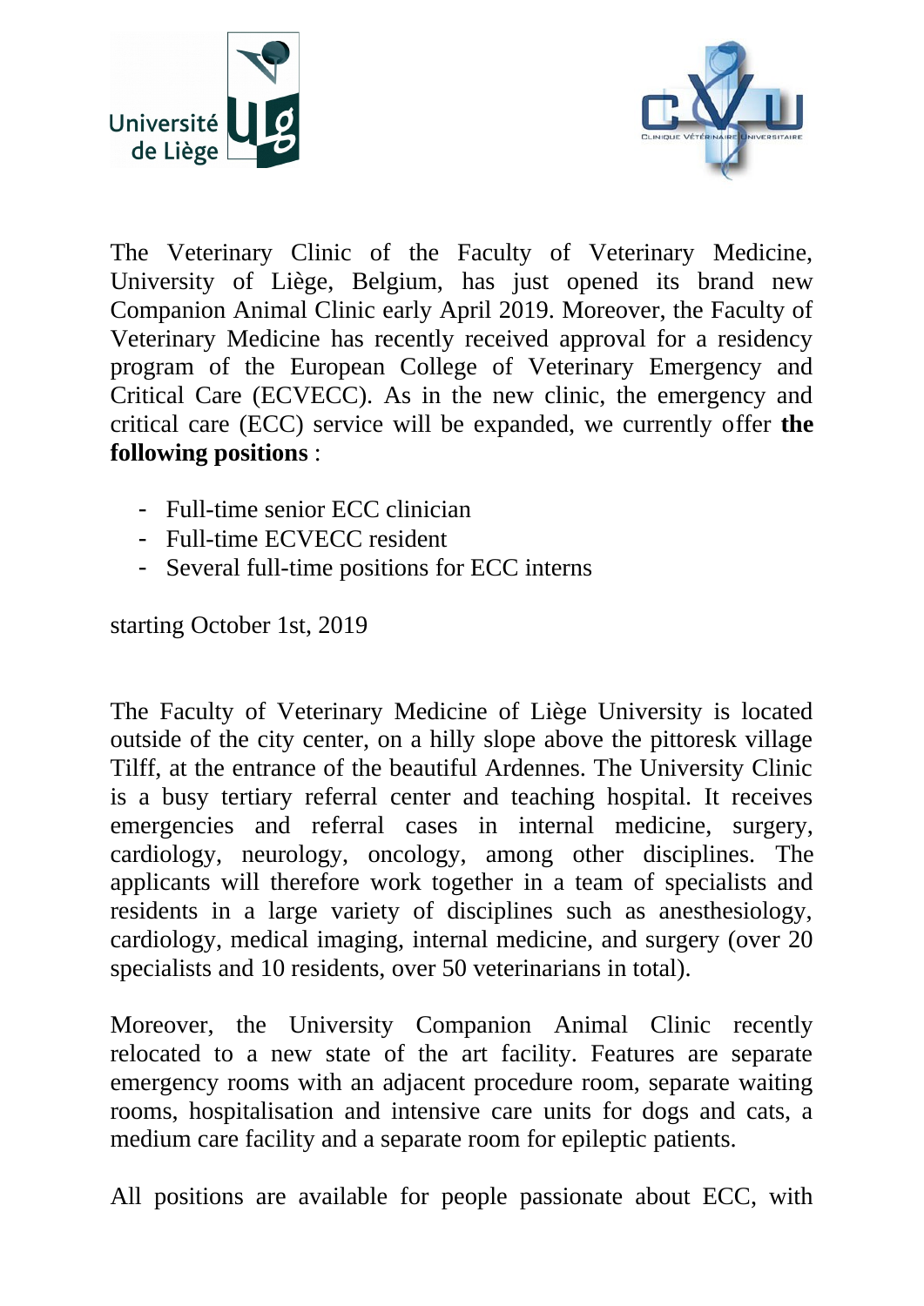The Veterinary Clinic of the Faculty of Veterinary Medicine, University of Liège, Belgium, has just opened its brand new Companion Animal Clinic early April 2019. Moreover, the Faculty of Veterinary Medicine has recently received approval for a residency program of the European College of Veterinary Emergency and Critical Care (ECVECC). As in the new clinic, the emergency and critical care (ECC) service will be expanded, we currently offer **the following positions** :

- Full-time senior ECC clinician
- Full-time ECVECC resident
- Several full-time positions for ECC interns

starting October 1st, 2019

The Faculty of Veterinary Medicine of Liège University is located outside of the city center, on a hilly slope above the pittoresk village Tilff, at the entrance of the beautiful Ardennes. The University Clinic is a busy tertiary referral center and teaching hospital. It receives emergencies and referral cases in internal medicine, surgery, cardiology, neurology, oncology, among other disciplines. The applicants will therefore work together in a team of specialists and residents in a large variety of disciplines such as anesthesiology, cardiology, medical imaging, internal medicine, and surgery (over 20 specialists and 10 residents, over 50 veterinarians in total).

Moreover, the University Companion Animal Clinic recently relocated to a new state of the art facility. Features are separate emergency rooms with an adjacent procedure room, separate waiting rooms, hospitalisation and intensive care units for dogs and cats, a medium care facility and a separate room for epileptic patients.

All positions are available for people passionate about ECC, with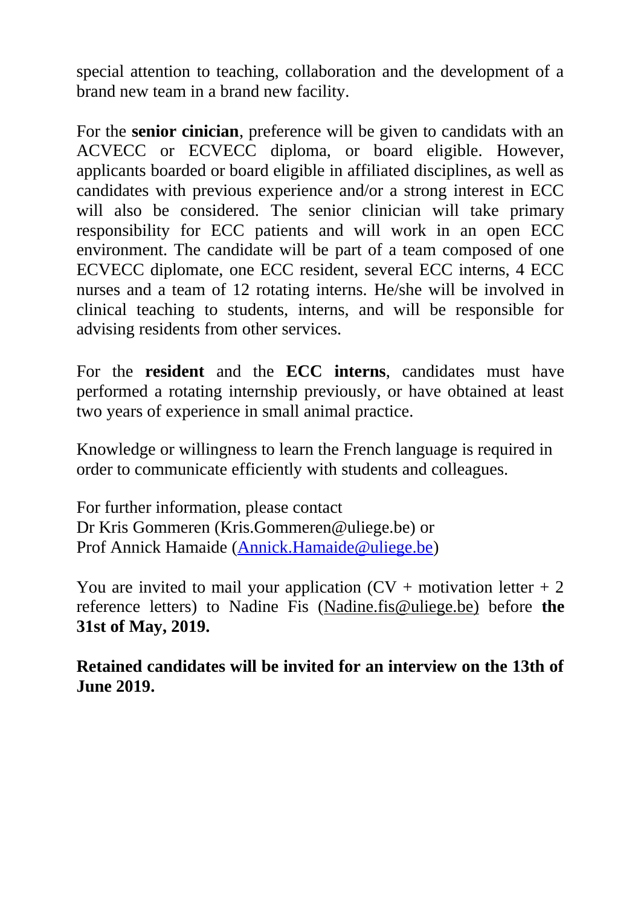special attention to teaching, collaboration and the development of a brand new team in a brand new facility.

For the **senior cinician**, preference will be given to candidats with an ACVECC or ECVECC diploma, or board eligible. However, applicants boarded or board eligible in affiliated disciplines, as well as candidates with previous experience and/or a strong interest in ECC will also be considered. The senior clinician will take primary responsibility for ECC patients and will work in an open ECC environment. The candidate will be part of a team composed of one ECVECC diplomate, one ECC resident, several ECC interns, 4 ECC nurses and a team of 12 rotating interns. He/she will be involved in clinical teaching to students, interns, and will be responsible for advising residents from other services.

For the **resident** and the **ECC interns**, candidates must have performed a rotating internship previously, or have obtained at least two years of experience in small animal practice.

Knowledge or willingness to learn the French language is required in order to communicate efficiently with students and colleagues.

For further information, please contact
Dr Kris Gommeren (Kris.Gommeren@uliege.be) or
Prof Annick Hamaide (Annick.Hamaide@uliege.be)

You are invited to mail your application (CV + motivation letter + 2 reference letters) to Nadine Fis (Nadine.fis@uliege.be) before **the 31st of May, 2019.**

**Retained candidates will be invited for an interview on the 13th of June 2019.**